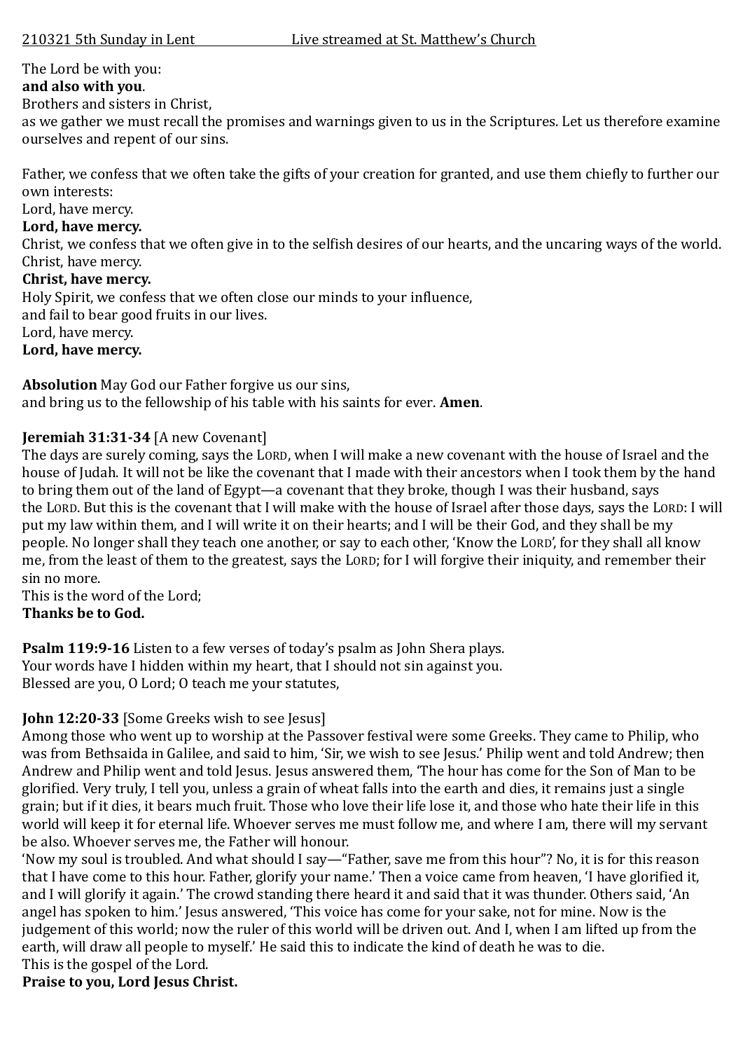210321 5th Sunday in Lent Live streamed at St. Matthew's Church

The Lord be with you:
**and also with you**.
Brothers and sisters in Christ,
as we gather we must recall the promises and warnings given to us in the Scriptures. Let us therefore examine ourselves and repent of our sins.

Father, we confess that we often take the gifts of your creation for granted, and use them chiefly to further our own interests:
Lord, have mercy.
**Lord, have mercy.**
Christ, we confess that we often give in to the selfish desires of our hearts, and the uncaring ways of the world.
Christ, have mercy.
**Christ, have mercy.**
Holy Spirit, we confess that we often close our minds to your influence,
and fail to bear good fruits in our lives.
Lord, have mercy.
**Lord, have mercy.**

**Absolution** May God our Father forgive us our sins,
and bring us to the fellowship of his table with his saints for ever. **Amen**.

**Jeremiah 31:31-34** [A new Covenant]
The days are surely coming, says the LORD, when I will make a new covenant with the house of Israel and the house of Judah. It will not be like the covenant that I made with their ancestors when I took them by the hand to bring them out of the land of Egypt—a covenant that they broke, though I was their husband, says the LORD. But this is the covenant that I will make with the house of Israel after those days, says the LORD: I will put my law within them, and I will write it on their hearts; and I will be their God, and they shall be my people. No longer shall they teach one another, or say to each other, 'Know the LORD', for they shall all know me, from the least of them to the greatest, says the LORD; for I will forgive their iniquity, and remember their sin no more.
This is the word of the Lord;
**Thanks be to God.**

**Psalm 119:9-16** Listen to a few verses of today's psalm as John Shera plays.
Your words have I hidden within my heart, that I should not sin against you.
Blessed are you, O Lord; O teach me your statutes,

**John 12:20-33** [Some Greeks wish to see Jesus]
Among those who went up to worship at the Passover festival were some Greeks. They came to Philip, who was from Bethsaida in Galilee, and said to him, 'Sir, we wish to see Jesus.' Philip went and told Andrew; then Andrew and Philip went and told Jesus. Jesus answered them, 'The hour has come for the Son of Man to be glorified. Very truly, I tell you, unless a grain of wheat falls into the earth and dies, it remains just a single grain; but if it dies, it bears much fruit. Those who love their life lose it, and those who hate their life in this world will keep it for eternal life. Whoever serves me must follow me, and where I am, there will my servant be also. Whoever serves me, the Father will honour.
'Now my soul is troubled. And what should I say—"Father, save me from this hour"? No, it is for this reason that I have come to this hour. Father, glorify your name.' Then a voice came from heaven, 'I have glorified it, and I will glorify it again.' The crowd standing there heard it and said that it was thunder. Others said, 'An angel has spoken to him.' Jesus answered, 'This voice has come for your sake, not for mine. Now is the judgement of this world; now the ruler of this world will be driven out. And I, when I am lifted up from the earth, will draw all people to myself.' He said this to indicate the kind of death he was to die.
This is the gospel of the Lord.
**Praise to you, Lord Jesus Christ.**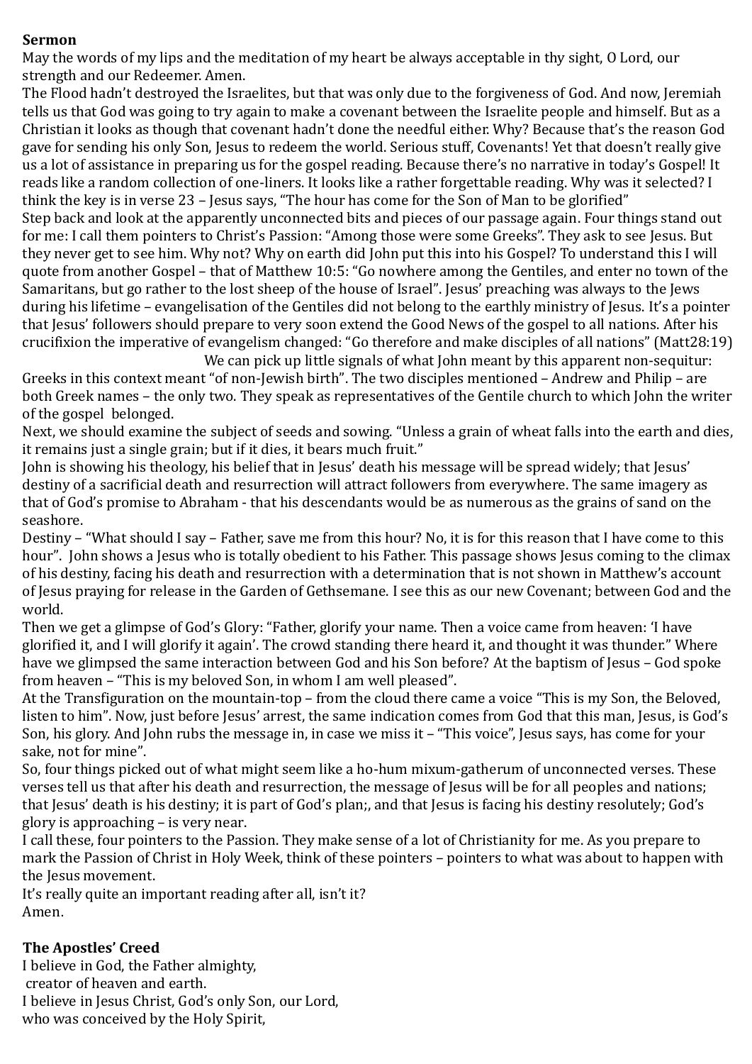**Sermon**

May the words of my lips and the meditation of my heart be always acceptable in thy sight, O Lord, our strength and our Redeemer. Amen.

The Flood hadn't destroyed the Israelites, but that was only due to the forgiveness of God. And now, Jeremiah tells us that God was going to try again to make a covenant between the Israelite people and himself. But as a Christian it looks as though that covenant hadn't done the needful either. Why? Because that's the reason God gave for sending his only Son, Jesus to redeem the world. Serious stuff, Covenants! Yet that doesn't really give us a lot of assistance in preparing us for the gospel reading. Because there's no narrative in today's Gospel! It reads like a random collection of one-liners. It looks like a rather forgettable reading. Why was it selected? I think the key is in verse 23 – Jesus says, "The hour has come for the Son of Man to be glorified"

Step back and look at the apparently unconnected bits and pieces of our passage again. Four things stand out for me: I call them pointers to Christ's Passion: "Among those were some Greeks". They ask to see Jesus. But they never get to see him. Why not? Why on earth did John put this into his Gospel? To understand this I will quote from another Gospel – that of Matthew 10:5: "Go nowhere among the Gentiles, and enter no town of the Samaritans, but go rather to the lost sheep of the house of Israel". Jesus' preaching was always to the Jews during his lifetime – evangelisation of the Gentiles did not belong to the earthly ministry of Jesus. It's a pointer that Jesus' followers should prepare to very soon extend the Good News of the gospel to all nations. After his crucifixion the imperative of evangelism changed: "Go therefore and make disciples of all nations" (Matt28:19)

We can pick up little signals of what John meant by this apparent non-sequitur: Greeks in this context meant "of non-Jewish birth". The two disciples mentioned – Andrew and Philip – are both Greek names – the only two. They speak as representatives of the Gentile church to which John the writer of the gospel belonged.

Next, we should examine the subject of seeds and sowing. "Unless a grain of wheat falls into the earth and dies, it remains just a single grain; but if it dies, it bears much fruit."

John is showing his theology, his belief that in Jesus' death his message will be spread widely; that Jesus' destiny of a sacrificial death and resurrection will attract followers from everywhere. The same imagery as that of God's promise to Abraham - that his descendants would be as numerous as the grains of sand on the seashore.

Destiny – "What should I say – Father, save me from this hour? No, it is for this reason that I have come to this hour". John shows a Jesus who is totally obedient to his Father. This passage shows Jesus coming to the climax of his destiny, facing his death and resurrection with a determination that is not shown in Matthew's account of Jesus praying for release in the Garden of Gethsemane. I see this as our new Covenant; between God and the world.

Then we get a glimpse of God's Glory: "Father, glorify your name. Then a voice came from heaven: 'I have glorified it, and I will glorify it again'. The crowd standing there heard it, and thought it was thunder." Where have we glimpsed the same interaction between God and his Son before? At the baptism of Jesus – God spoke from heaven – "This is my beloved Son, in whom I am well pleased".

At the Transfiguration on the mountain-top – from the cloud there came a voice "This is my Son, the Beloved, listen to him". Now, just before Jesus' arrest, the same indication comes from God that this man, Jesus, is God's Son, his glory. And John rubs the message in, in case we miss it – "This voice", Jesus says, has come for your sake, not for mine".

So, four things picked out of what might seem like a ho-hum mixum-gatherum of unconnected verses. These verses tell us that after his death and resurrection, the message of Jesus will be for all peoples and nations; that Jesus' death is his destiny; it is part of God's plan;, and that Jesus is facing his destiny resolutely; God's glory is approaching – is very near.

I call these, four pointers to the Passion. They make sense of a lot of Christianity for me. As you prepare to mark the Passion of Christ in Holy Week, think of these pointers – pointers to what was about to happen with the Jesus movement.

It's really quite an important reading after all, isn't it?

Amen.

**The Apostles' Creed**

I believe in God, the Father almighty,
creator of heaven and earth.
I believe in Jesus Christ, God's only Son, our Lord,
who was conceived by the Holy Spirit,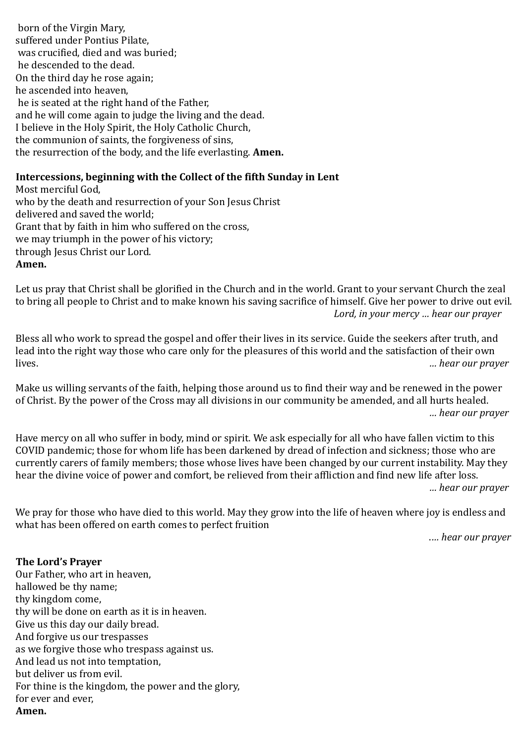born of the Virgin Mary,
suffered under Pontius Pilate,
was crucified, died and was buried;
he descended to the dead.
On the third day he rose again;
he ascended into heaven,
he is seated at the right hand of the Father,
and he will come again to judge the living and the dead.
I believe in the Holy Spirit, the Holy Catholic Church,
the communion of saints, the forgiveness of sins,
the resurrection of the body, and the life everlasting. **Amen.**

**Intercessions, beginning with the Collect of the fifth Sunday in Lent**

Most merciful God,
who by the death and resurrection of your Son Jesus Christ
delivered and saved the world;
Grant that by faith in him who suffered on the cross,
we may triumph in the power of his victory;
through Jesus Christ our Lord.
**Amen.**

Let us pray that Christ shall be glorified in the Church and in the world. Grant to your servant Church the zeal to bring all people to Christ and to make known his saving sacrifice of himself. Give her power to drive out evil.
*Lord, in your mercy … hear our prayer*

Bless all who work to spread the gospel and offer their lives in its service. Guide the seekers after truth, and lead into the right way those who care only for the pleasures of this world and the satisfaction of their own lives.
*… hear our prayer*

Make us willing servants of the faith, helping those around us to find their way and be renewed in the power of Christ. By the power of the Cross may all divisions in our community be amended, and all hurts healed.
*… hear our prayer*

Have mercy on all who suffer in body, mind or spirit. We ask especially for all who have fallen victim to this COVID pandemic; those for whom life has been darkened by dread of infection and sickness; those who are currently carers of family members; those whose lives have been changed by our current instability. May they hear the divine voice of power and comfort, be relieved from their affliction and find new life after loss.
*… hear our prayer*

We pray for those who have died to this world. May they grow into the life of heaven where joy is endless and what has been offered on earth comes to perfect fruition
*…. hear our prayer*

**The Lord's Prayer**

Our Father, who art in heaven,
hallowed be thy name;
thy kingdom come,
thy will be done on earth as it is in heaven.
Give us this day our daily bread.
And forgive us our trespasses
as we forgive those who trespass against us.
And lead us not into temptation,
but deliver us from evil.
For thine is the kingdom, the power and the glory,
for ever and ever,
**Amen.**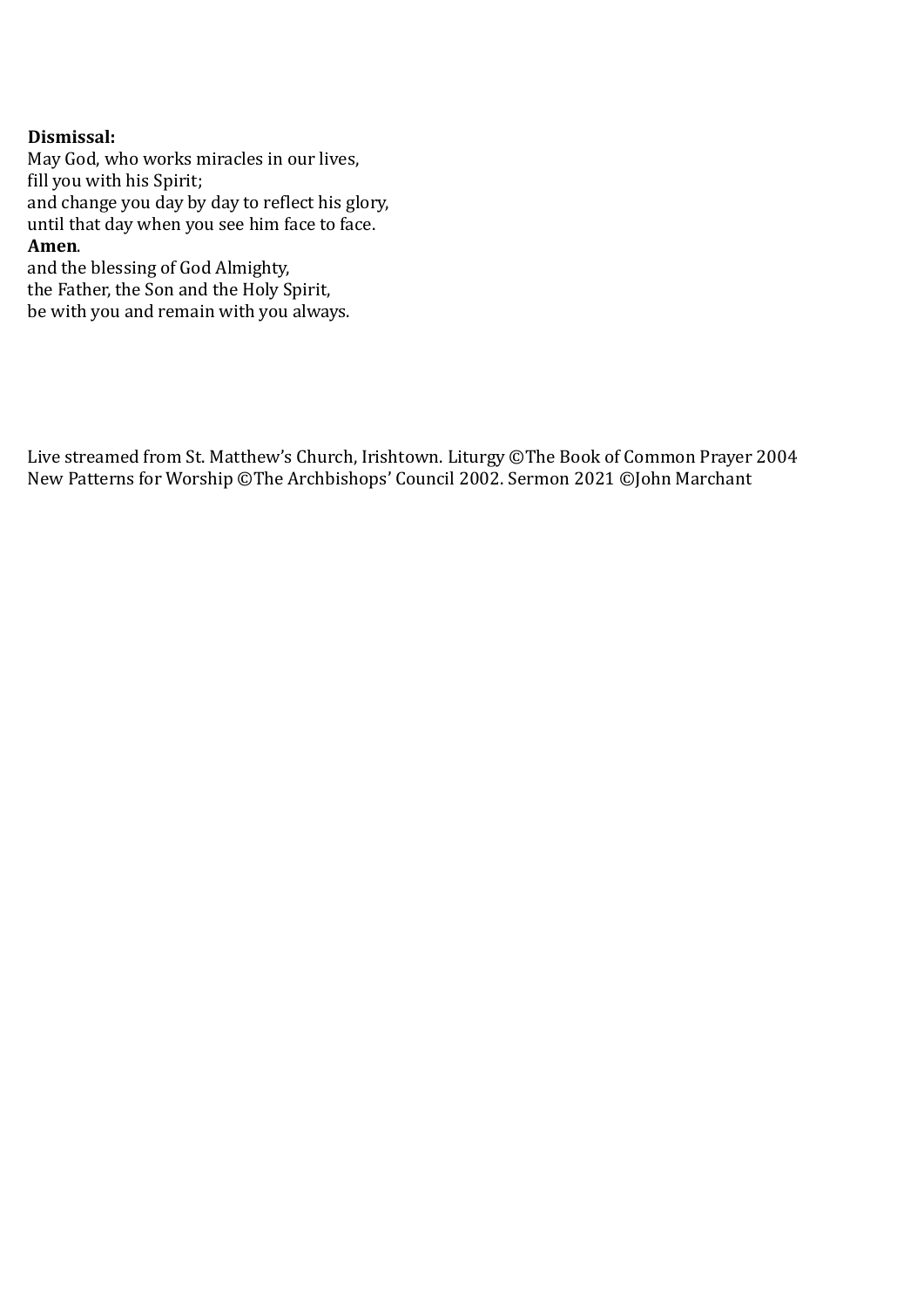**Dismissal:**
May God, who works miracles in our lives,
fill you with his Spirit;
and change you day by day to reflect his glory,
until that day when you see him face to face.
**Amen**.
and the blessing of God Almighty,
the Father, the Son and the Holy Spirit,
be with you and remain with you always.

Live streamed from St. Matthew's Church, Irishtown. Liturgy ©The Book of Common Prayer 2004
New Patterns for Worship ©The Archbishops' Council 2002. Sermon 2021 ©John Marchant